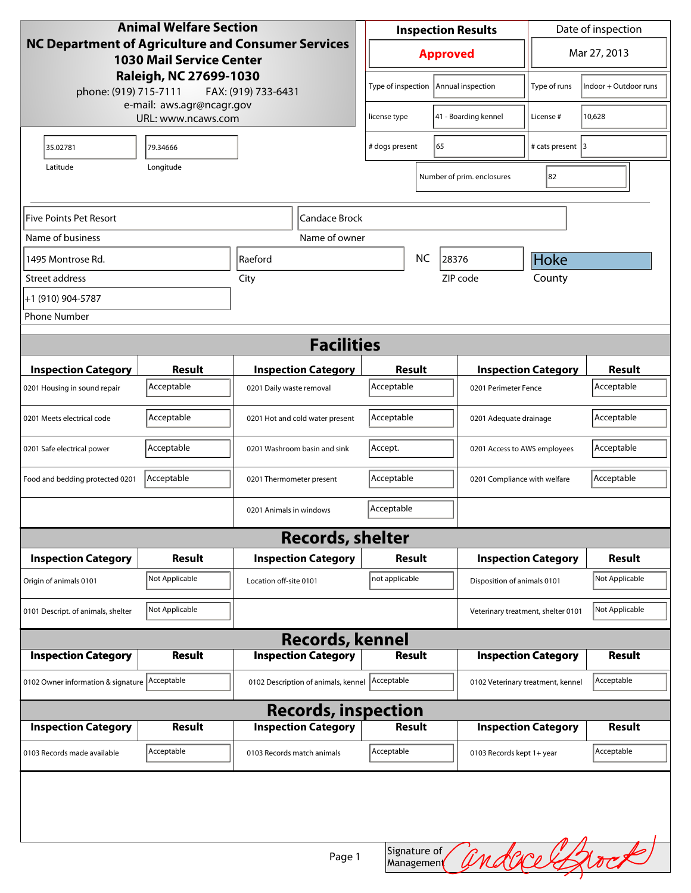**Animal Welfare Section**
**NC Department of Agriculture and Consumer Services**
**1030 Mail Service Center**
**Raleigh, NC 27699-1030**
phone: (919) 715-7111 FAX: (919) 733-6431
e-mail: aws.agr@ncagr.gov
URL: www.ncaws.com

| Inspection Results | Date of inspection |
|---|---|
| **Approved** | Mar 27, 2013 |

| | | | |
|---|---|---|---|
| Type of inspection | Annual inspection | Type of runs | Indoor + Outdoor runs |
| license type | 41 - Boarding kennel | License # | 10,628 |
| # dogs present | 65 | # cats present | 3 |
| Number of prim. enclosures | 82 | | |

| Latitude | Longitude |
|---|---|
| 35.02781 | 79.34666 |

| Field | Value |
|---|---|
| Name of business | Five Points Pet Resort |
| Name of owner | Candace Brock |
| Street address | 1495 Montrose Rd. |
| City | Raeford |
| State | NC |
| ZIP code | 28376 |
| County | Hoke |
| Phone Number | +1 (910) 904-5787 |

## Facilities

| Inspection Category | Result | Inspection Category | Result | Inspection Category | Result |
|---|---|---|---|---|---|
| 0201 Housing in sound repair | Acceptable | 0201 Daily waste removal | Acceptable | 0201 Perimeter Fence | Acceptable |
| 0201 Meets electrical code | Acceptable | 0201 Hot and cold water present | Acceptable | 0201 Adequate drainage | Acceptable |
| 0201 Safe electrical power | Acceptable | 0201 Washroom basin and sink | Accept. | 0201 Access to AWS employees | Acceptable |
| Food and bedding protected 0201 | Acceptable | 0201 Thermometer present | Acceptable | 0201 Compliance with welfare | Acceptable |
| | | 0201 Animals in windows | Acceptable | | |

## Records, shelter

| Inspection Category | Result | Inspection Category | Result | Inspection Category | Result |
|---|---|---|---|---|---|
| Origin of animals 0101 | Not Applicable | Location off-site 0101 | not applicable | Disposition of animals 0101 | Not Applicable |
| 0101 Descript. of animals, shelter | Not Applicable | | | Veterinary treatment, shelter 0101 | Not Applicable |

## Records, kennel

| Inspection Category | Result | Inspection Category | Result | Inspection Category | Result |
|---|---|---|---|---|---|
| 0102 Owner information & signature | Acceptable | 0102 Description of animals, kennel | Acceptable | 0102 Veterinary treatment, kennel | Acceptable |

## Records, inspection

| Inspection Category | Result | Inspection Category | Result | Inspection Category | Result |
|---|---|---|---|---|---|
| 0103 Records made available | Acceptable | 0103 Records match animals | Acceptable | 0103 Records kept 1+ year | Acceptable |

Signature of Management: Candace Brock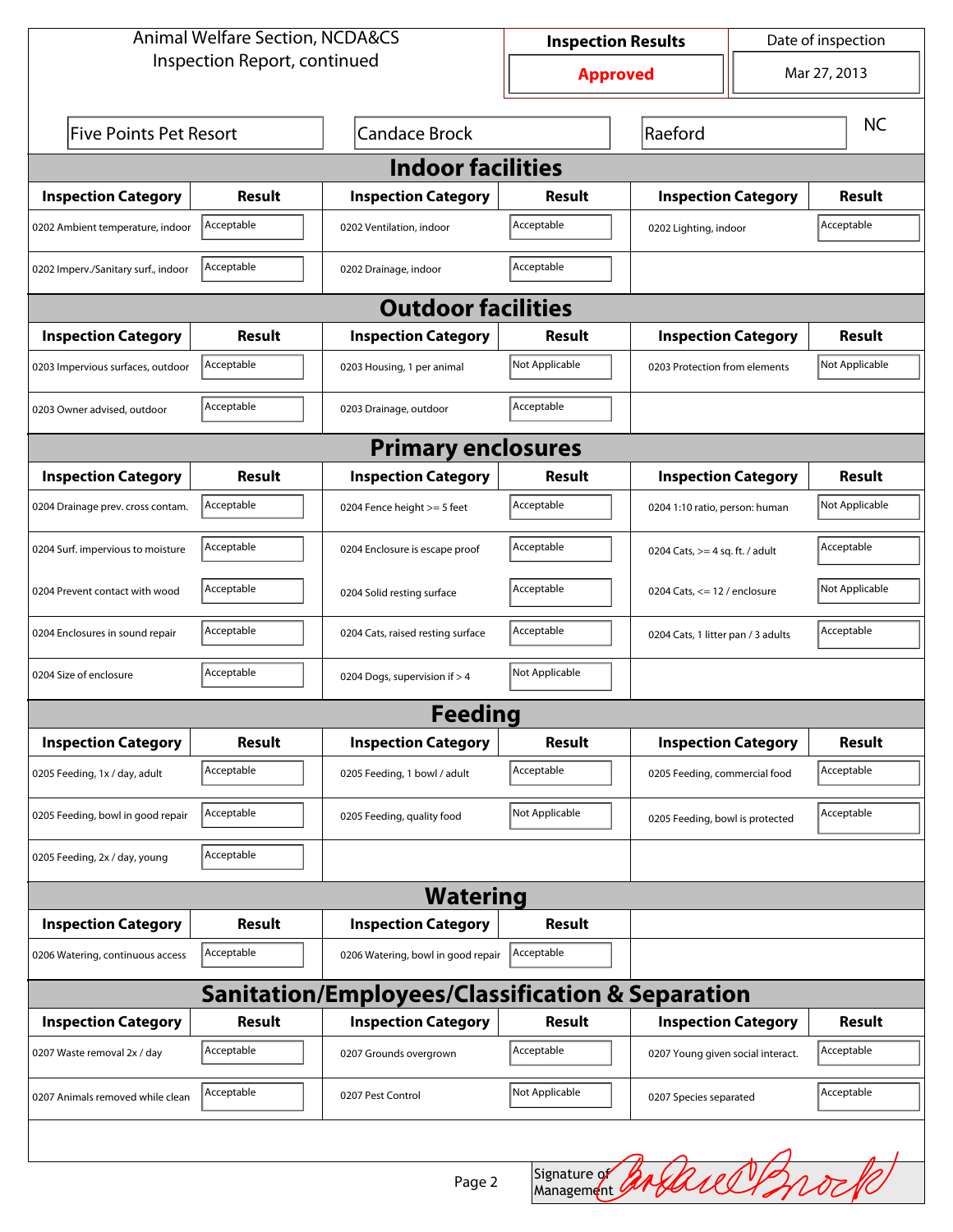Animal Welfare Section, NCDA&CS
Inspection Report, continued

| Inspection Results | Date of inspection |
| --- | --- |
| Approved | Mar 27, 2013 |

| Five Points Pet Resort | Candace Brock | Raeford | NC |
| --- | --- | --- | --- |

## Indoor facilities

| Inspection Category | Result | Inspection Category | Result | Inspection Category | Result |
| --- | --- | --- | --- | --- | --- |
| 0202 Ambient temperature, indoor | Acceptable | 0202 Ventilation, indoor | Acceptable | 0202 Lighting, indoor | Acceptable |
| 0202 Imperv./Sanitary surf., indoor | Acceptable | 0202 Drainage, indoor | Acceptable | | |

## Outdoor facilities

| Inspection Category | Result | Inspection Category | Result | Inspection Category | Result |
| --- | --- | --- | --- | --- | --- |
| 0203 Impervious surfaces, outdoor | Acceptable | 0203 Housing, 1 per animal | Not Applicable | 0203 Protection from elements | Not Applicable |
| 0203 Owner advised, outdoor | Acceptable | 0203 Drainage, outdoor | Acceptable | | |

## Primary enclosures

| Inspection Category | Result | Inspection Category | Result | Inspection Category | Result |
| --- | --- | --- | --- | --- | --- |
| 0204 Drainage prev. cross contam. | Acceptable | 0204 Fence height >= 5 feet | Acceptable | 0204 1:10 ratio, person: human | Not Applicable |
| 0204 Surf. impervious to moisture | Acceptable | 0204 Enclosure is escape proof | Acceptable | 0204 Cats, >= 4 sq. ft. / adult | Acceptable |
| 0204 Prevent contact with wood | Acceptable | 0204 Solid resting surface | Acceptable | 0204 Cats, <= 12 / enclosure | Not Applicable |
| 0204 Enclosures in sound repair | Acceptable | 0204 Cats, raised resting surface | Acceptable | 0204 Cats, 1 litter pan / 3 adults | Acceptable |
| 0204 Size of enclosure | Acceptable | 0204 Dogs, supervision if > 4 | Not Applicable | | |

## Feeding

| Inspection Category | Result | Inspection Category | Result | Inspection Category | Result |
| --- | --- | --- | --- | --- | --- |
| 0205 Feeding, 1x / day, adult | Acceptable | 0205 Feeding, 1 bowl / adult | Acceptable | 0205 Feeding, commercial food | Acceptable |
| 0205 Feeding, bowl in good repair | Acceptable | 0205 Feeding, quality food | Not Applicable | 0205 Feeding, bowl is protected | Acceptable |
| 0205 Feeding, 2x / day, young | Acceptable | | | | |

## Watering

| Inspection Category | Result | Inspection Category | Result |
| --- | --- | --- | --- |
| 0206 Watering, continuous access | Acceptable | 0206 Watering, bowl in good repair | Acceptable |

## Sanitation/Employees/Classification & Separation

| Inspection Category | Result | Inspection Category | Result | Inspection Category | Result |
| --- | --- | --- | --- | --- | --- |
| 0207 Waste removal 2x / day | Acceptable | 0207 Grounds overgrown | Acceptable | 0207 Young given social interact. | Acceptable |
| 0207 Animals removed while clean | Acceptable | 0207 Pest Control | Not Applicable | 0207 Species separated | Acceptable |

Signature of Management: Candace Brock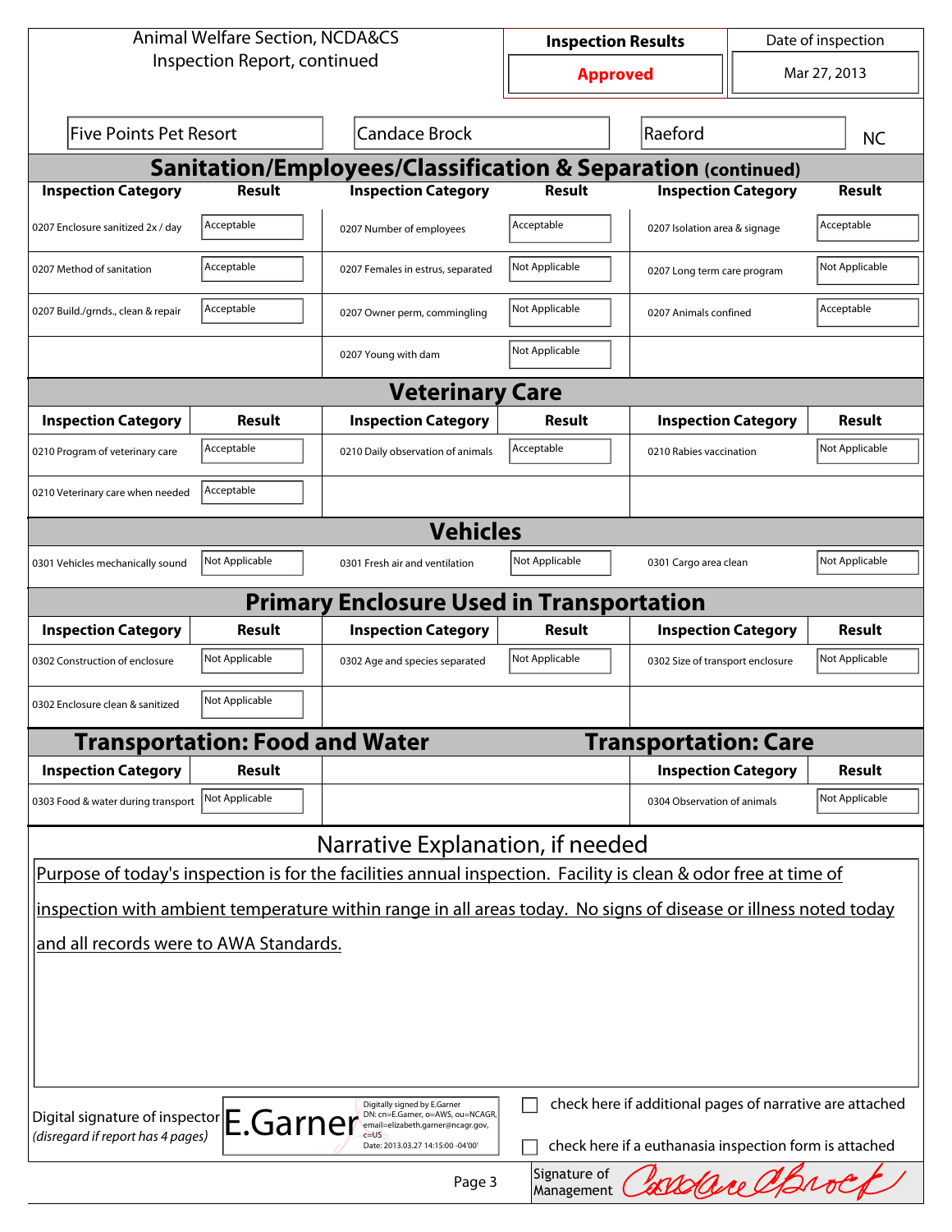Animal Welfare Section, NCDA&CS
Inspection Report, continued

| Inspection Results | Date of inspection |
| --- | --- |
| **Approved** | Mar 27, 2013 |

| Five Points Pet Resort | Candace Brock | Raeford | NC |
| --- | --- | --- | --- |

## Sanitation/Employees/Classification & Separation (continued)

| Inspection Category | Result | Inspection Category | Result | Inspection Category | Result |
| --- | --- | --- | --- | --- | --- |
| 0207 Enclosure sanitized 2x / day | Acceptable | 0207 Number of employees | Acceptable | 0207 Isolation area & signage | Acceptable |
| 0207 Method of sanitation | Acceptable | 0207 Females in estrus, separated | Not Applicable | 0207 Long term care program | Not Applicable |
| 0207 Build./grnds., clean & repair | Acceptable | 0207 Owner perm, commingling | Not Applicable | 0207 Animals confined | Acceptable |
| | | 0207 Young with dam | Not Applicable | | |

## Veterinary Care

| Inspection Category | Result | Inspection Category | Result | Inspection Category | Result |
| --- | --- | --- | --- | --- | --- |
| 0210 Program of veterinary care | Acceptable | 0210 Daily observation of animals | Acceptable | 0210 Rabies vaccination | Not Applicable |
| 0210 Veterinary care when needed | Acceptable | | | | |

## Vehicles

| Inspection Category | Result | Inspection Category | Result | Inspection Category | Result |
| --- | --- | --- | --- | --- | --- |
| 0301 Vehicles mechanically sound | Not Applicable | 0301 Fresh air and ventilation | Not Applicable | 0301 Cargo area clean | Not Applicable |

## Primary Enclosure Used in Transportation

| Inspection Category | Result | Inspection Category | Result | Inspection Category | Result |
| --- | --- | --- | --- | --- | --- |
| 0302 Construction of enclosure | Not Applicable | 0302 Age and species separated | Not Applicable | 0302 Size of transport enclosure | Not Applicable |
| 0302 Enclosure clean & sanitized | Not Applicable | | | | |

## Transportation: Food and Water

| Inspection Category | Result |
| --- | --- |
| 0303 Food & water during transport | Not Applicable |

## Transportation: Care

| Inspection Category | Result |
| --- | --- |
| 0304 Observation of animals | Not Applicable |

## Narrative Explanation, if needed

Purpose of today's inspection is for the facilities annual inspection. Facility is clean & odor free at time of inspection with ambient temperature within range in all areas today. No signs of disease or illness noted today and all records were to AWA Standards.

Digital signature of inspector *(disregard if report has 4 pages)*: E.Garner — Digitally signed by E.Garner DN: cn=E.Garner, o=AWS, ou=NCAGR, email=elizabeth.garner@ncagr.gov, c=US Date: 2013.03.27 14:15:00 -04'00'

☐ check here if additional pages of narrative are attached

☐ check here if a euthanasia inspection form is attached

Signature of Management: Candace Brock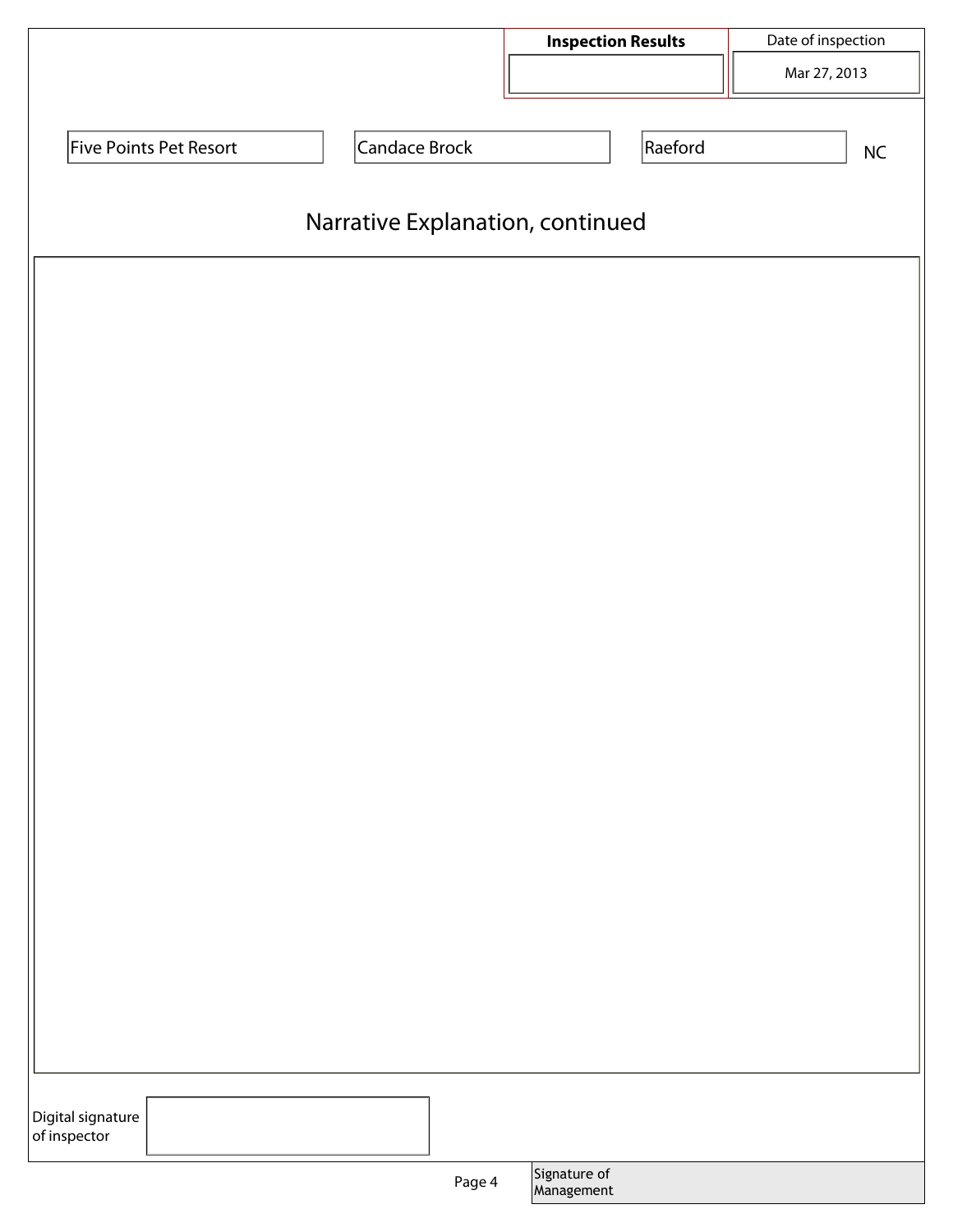| Inspection Results | Date of inspection |
| --- | --- |
| | Mar 27, 2013 |

Five Points Pet Resort | Candace Brock | Raeford | NC

## Narrative Explanation, continued

Digital signature of inspector

Signature of Management